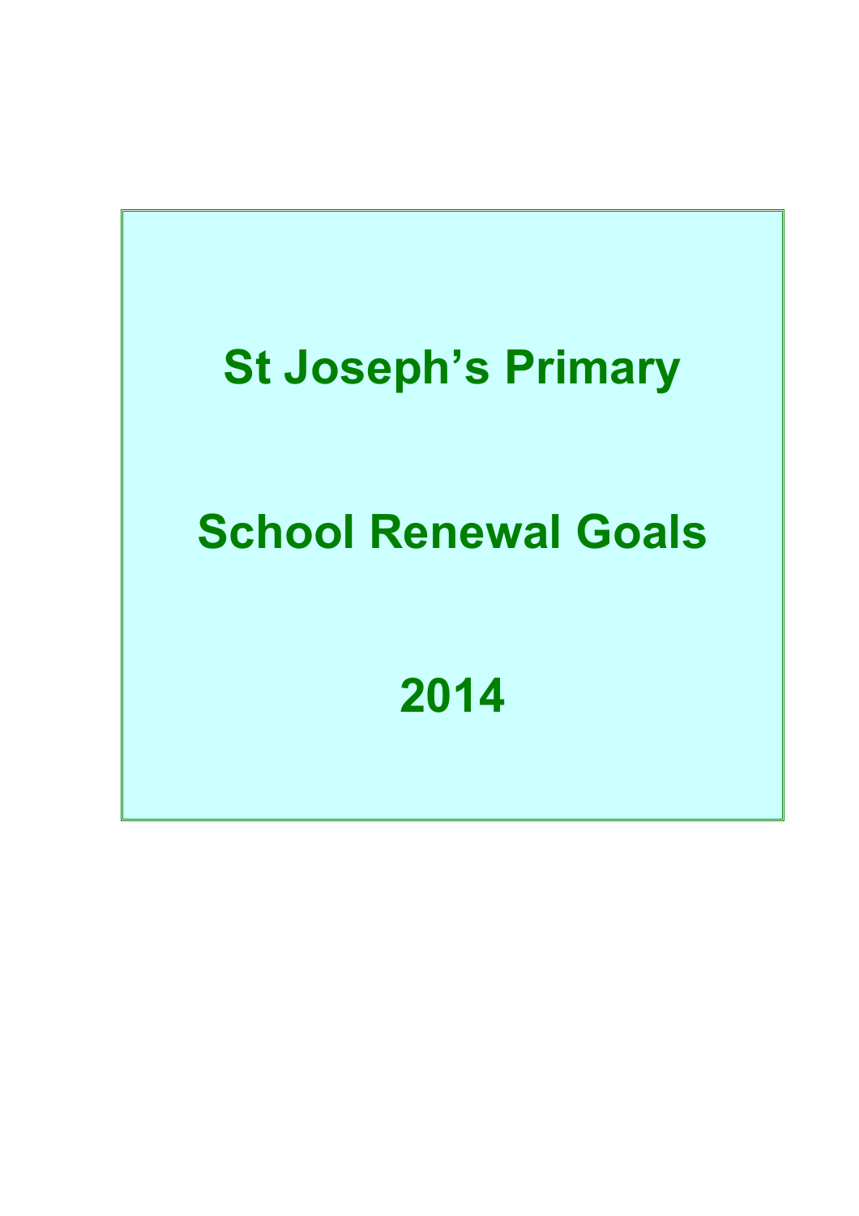# St Joseph's Primary

# School Renewal Goals

# 2014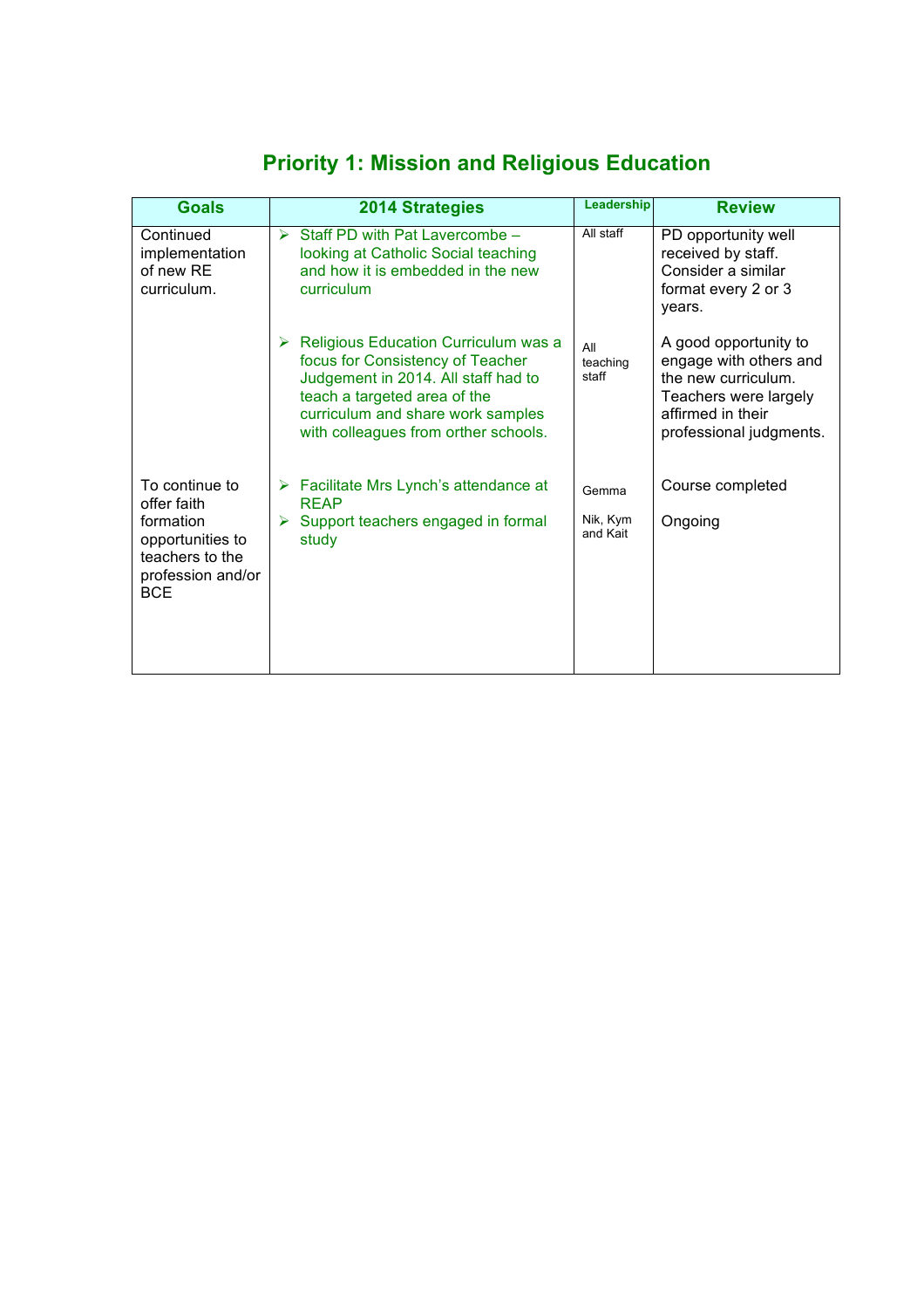## Priority 1: Mission and Religious Education

| Goals | 2014 Strategies | Leadership | Review |
|---|---|---|---|
| Continued implementation of new RE curriculum. | ➢ Staff PD with Pat Lavercombe – looking at Catholic Social teaching and how it is embedded in the new curriculum | All staff | PD opportunity well received by staff. Consider a similar format every 2 or 3 years. |
| | ➢ Religious Education Curriculum was a focus for Consistency of Teacher Judgement in 2014. All staff had to teach a targeted area of the curriculum and share work samples with colleagues from orther schools. | All teaching staff | A good opportunity to engage with others and the new curriculum. Teachers were largely affirmed in their professional judgments. |
| To continue to offer faith formation opportunities to teachers to the profession and/or BCE | ➢ Facilitate Mrs Lynch's attendance at REAP | Gemma | Course completed |
| | ➢ Support teachers engaged in formal study | Nik, Kym and Kait | Ongoing |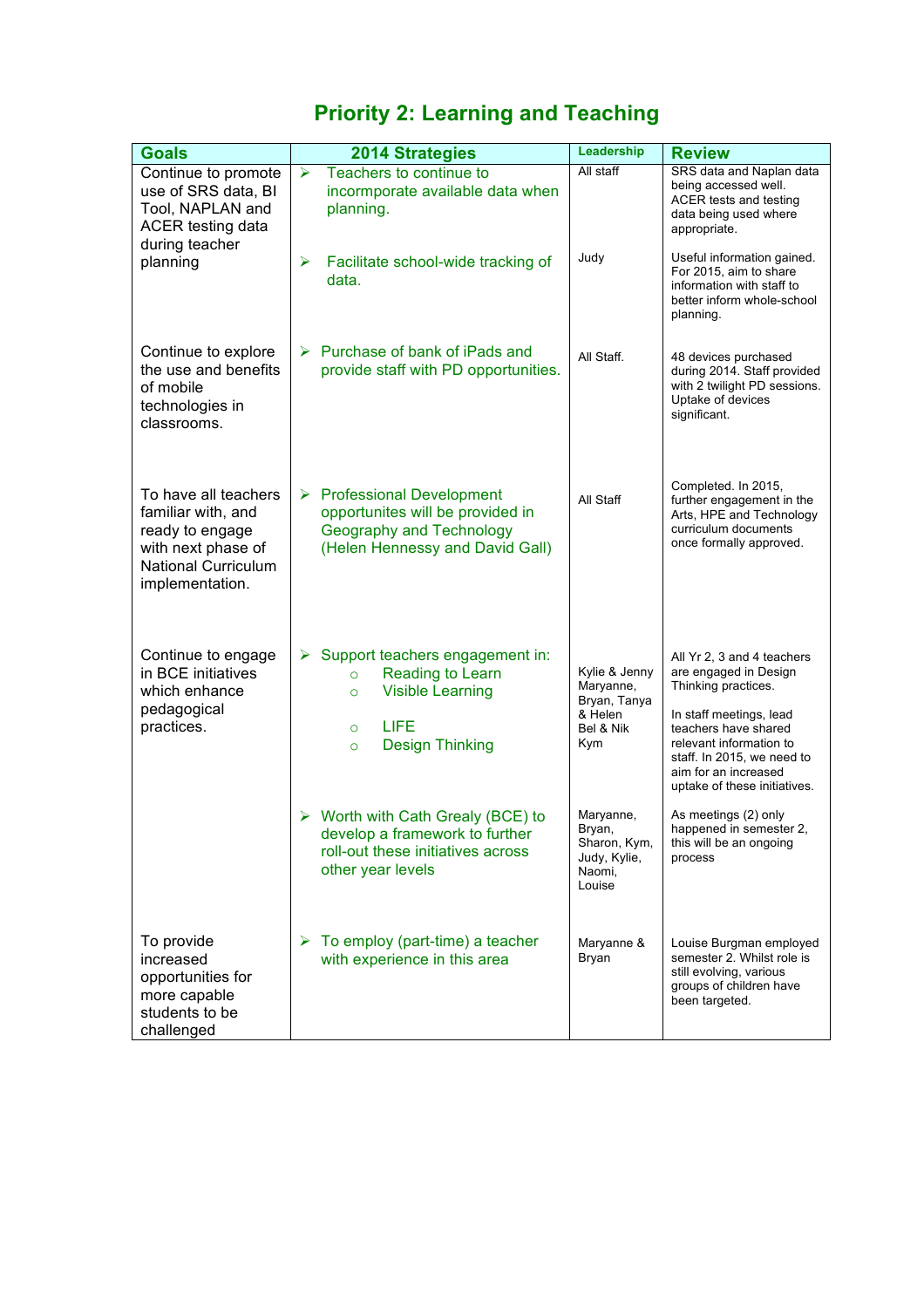# Priority 2: Learning and Teaching

| Goals | 2014 Strategies | Leadership | Review |
|---|---|---|---|
| Continue to promote use of SRS data, BI Tool, NAPLAN and ACER testing data during teacher planning | ➢ Teachers to continue to incornporate available data when planning. | All staff | SRS data and Naplan data being accessed well. ACER tests and testing data being used where appropriate. |
| | ➢ Facilitate school-wide tracking of data. | Judy | Useful information gained. For 2015, aim to share information with staff to better inform whole-school planning. |
| Continue to explore the use and benefits of mobile technologies in classrooms. | ➢ Purchase of bank of iPads and provide staff with PD opportunities. | All Staff. | 48 devices purchased during 2014. Staff provided with 2 twilight PD sessions. Uptake of devices significant. |
| To have all teachers familiar with, and ready to engage with next phase of National Curriculum implementation. | ➢ Professional Development opportunites will be provided in Geography and Technology (Helen Hennessy and David Gall) | All Staff | Completed. In 2015, further engagement in the Arts, HPE and Technology curriculum documents once formally approved. |
| Continue to engage in BCE initiatives which enhance pedagogical practices. | ➢ Support teachers engagement in:<br>○ Reading to Learn<br>○ Visible Learning<br>○ LIFE<br>○ Design Thinking | Kylie & Jenny<br>Maryanne, Bryan, Tanya & Helen<br>Bel & Nik<br>Kym | All Yr 2, 3 and 4 teachers are engaged in Design Thinking practices.<br><br>In staff meetings, lead teachers have shared relevant information to staff. In 2015, we need to aim for an increased uptake of these initiatives. |
| | ➢ Worth with Cath Grealy (BCE) to develop a framework to further roll-out these initiatives across other year levels | Maryanne, Bryan, Sharon, Kym, Judy, Kylie, Naomi, Louise | As meetings (2) only happened in semester 2, this will be an ongoing process |
| To provide increased opportunities for more capable students to be challenged | ➢ To employ (part-time) a teacher with experience in this area | Maryanne & Bryan | Louise Burgman employed semester 2. Whilst role is still evolving, various groups of children have been targeted. |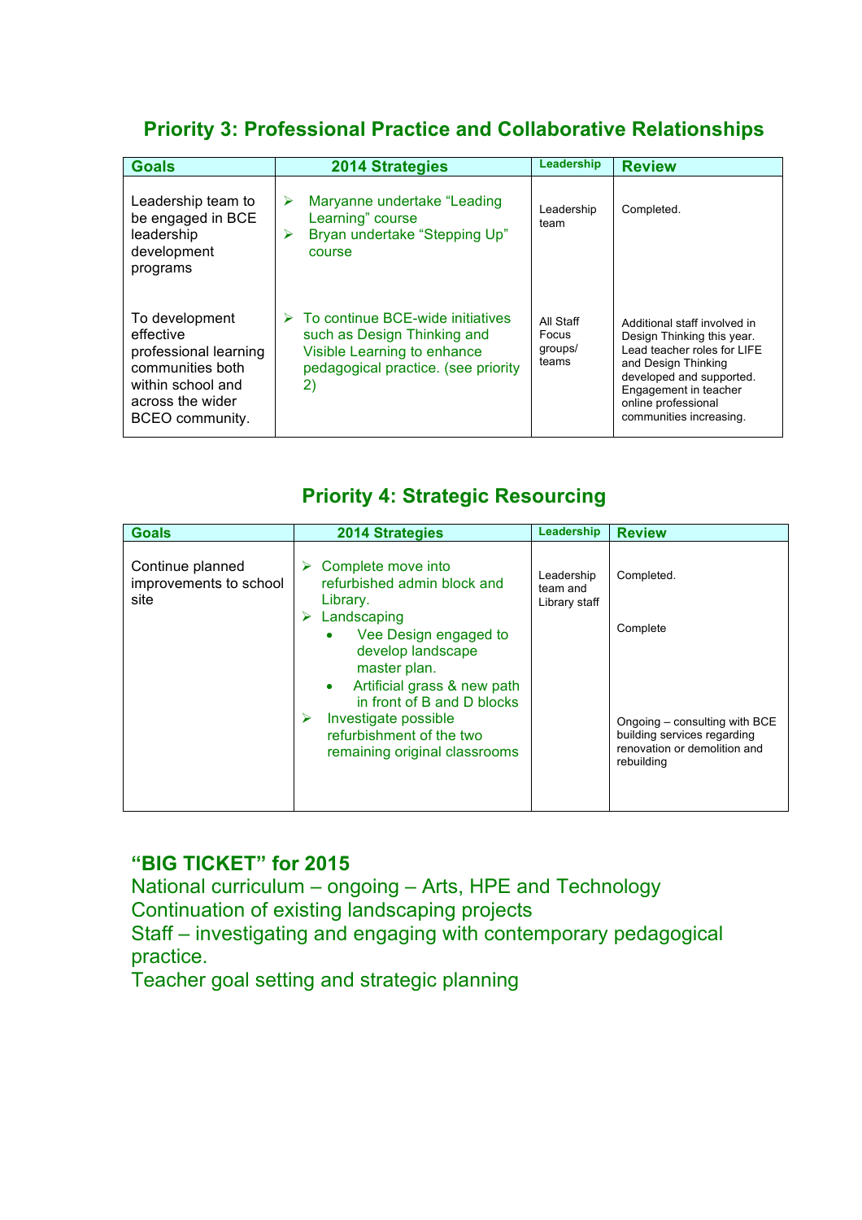## Priority 3: Professional Practice and Collaborative Relationships

| Goals | 2014 Strategies | Leadership | Review |
|---|---|---|---|
| Leadership team to be engaged in BCE leadership development programs | ➢ Maryanne undertake "Leading Learning" course<br>➢ Bryan undertake "Stepping Up" course | Leadership team | Completed. |
| To development effective professional learning communities both within school and across the wider BCEO community. | ➢ To continue BCE-wide initiatives such as Design Thinking and Visible Learning to enhance pedagogical practice. (see priority 2) | All Staff Focus groups/ teams | Additional staff involved in Design Thinking this year. Lead teacher roles for LIFE and Design Thinking developed and supported. Engagement in teacher online professional communities increasing. |

## Priority 4: Strategic Resourcing

| Goals | 2014 Strategies | Leadership | Review |
|---|---|---|---|
| Continue planned improvements to school site | ➢ Complete move into refurbished admin block and Library.<br>➢ Landscaping<br>• Vee Design engaged to develop landscape master plan.<br>• Artificial grass & new path in front of B and D blocks<br>➢ Investigate possible refurbishment of the two remaining original classrooms | Leadership team and Library staff | Completed.<br><br>Complete<br><br>Ongoing – consulting with BCE building services regarding renovation or demolition and rebuilding |

### "BIG TICKET" for 2015

National curriculum – ongoing – Arts, HPE and Technology
Continuation of existing landscaping projects
Staff – investigating and engaging with contemporary pedagogical practice.
Teacher goal setting and strategic planning